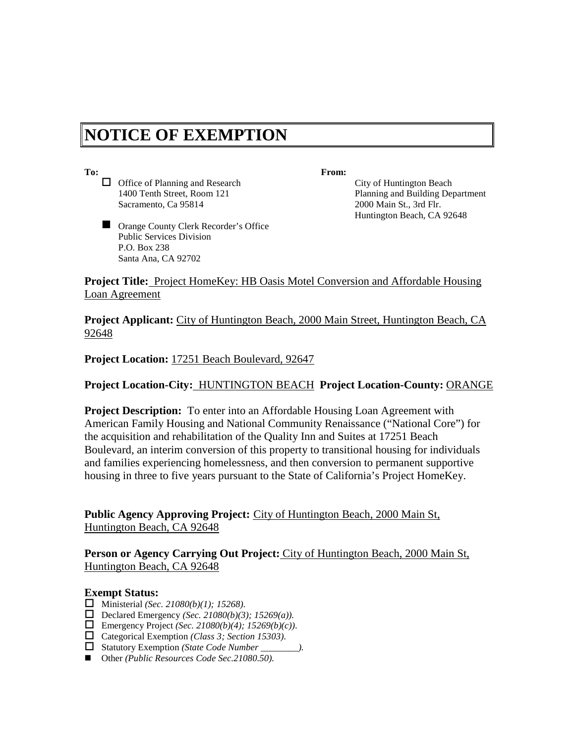# NOTICE OF EXEMPTION

**To:**

- ☐ Office of Planning and Research
  1400 Tenth Street, Room 121
  Sacramento, Ca 95814

- ■ Orange County Clerk Recorder's Office
  Public Services Division
  P.O. Box 238
  Santa Ana, CA 92702

**From:**

City of Huntington Beach
Planning and Building Department
2000 Main St., 3rd Flr.
Huntington Beach, CA 92648

**Project Title:** Project HomeKey: HB Oasis Motel Conversion and Affordable Housing Loan Agreement

**Project Applicant:** City of Huntington Beach, 2000 Main Street, Huntington Beach, CA 92648

**Project Location:** 17251 Beach Boulevard, 92647

**Project Location-City:** HUNTINGTON BEACH **Project Location-County:** ORANGE

**Project Description:** To enter into an Affordable Housing Loan Agreement with American Family Housing and National Community Renaissance ("National Core") for the acquisition and rehabilitation of the Quality Inn and Suites at 17251 Beach Boulevard, an interim conversion of this property to transitional housing for individuals and families experiencing homelessness, and then conversion to permanent supportive housing in three to five years pursuant to the State of California's Project HomeKey.

**Public Agency Approving Project:** City of Huntington Beach, 2000 Main St, Huntington Beach, CA 92648

**Person or Agency Carrying Out Project:** City of Huntington Beach, 2000 Main St, Huntington Beach, CA 92648

**Exempt Status:**

- ☐ Ministerial *(Sec. 21080(b)(1); 15268).*
- ☐ Declared Emergency *(Sec. 21080(b)(3); 15269(a)).*
- ☐ Emergency Project *(Sec. 21080(b)(4); 15269(b)(c)).*
- ☐ Categorical Exemption *(Class 3; Section 15303).*
- ☐ Statutory Exemption *(State Code Number \_\_\_\_\_\_\_\_).*
- ■ Other *(Public Resources Code Sec.21080.50).*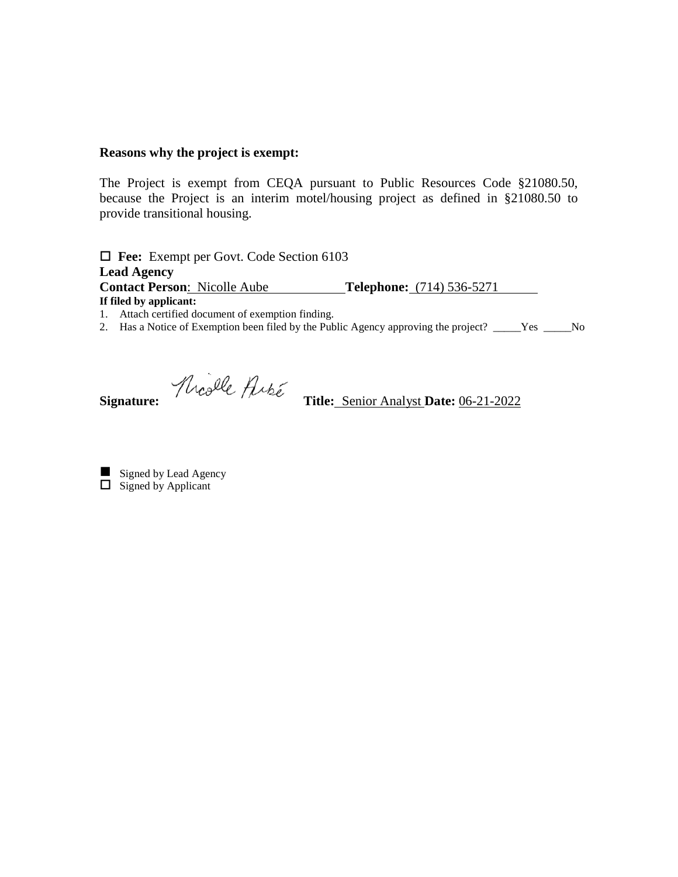**Reasons why the project is exempt:**

The Project is exempt from CEQA pursuant to Public Resources Code §21080.50, because the Project is an interim motel/housing project as defined in §21080.50 to provide transitional housing.

☐ **Fee:** Exempt per Govt. Code Section 6103

**Lead Agency**

**Contact Person**: Nicolle Aube **Telephone:** (714) 536-5271

**If filed by applicant:**

1. Attach certified document of exemption finding.
2. Has a Notice of Exemption been filed by the Public Agency approving the project? \_\_\_\_\_Yes \_\_\_\_\_No

**Signature:** Nicolle Aubé **Title:** Senior Analyst **Date:** 06-21-2022

■ Signed by Lead Agency

☐ Signed by Applicant